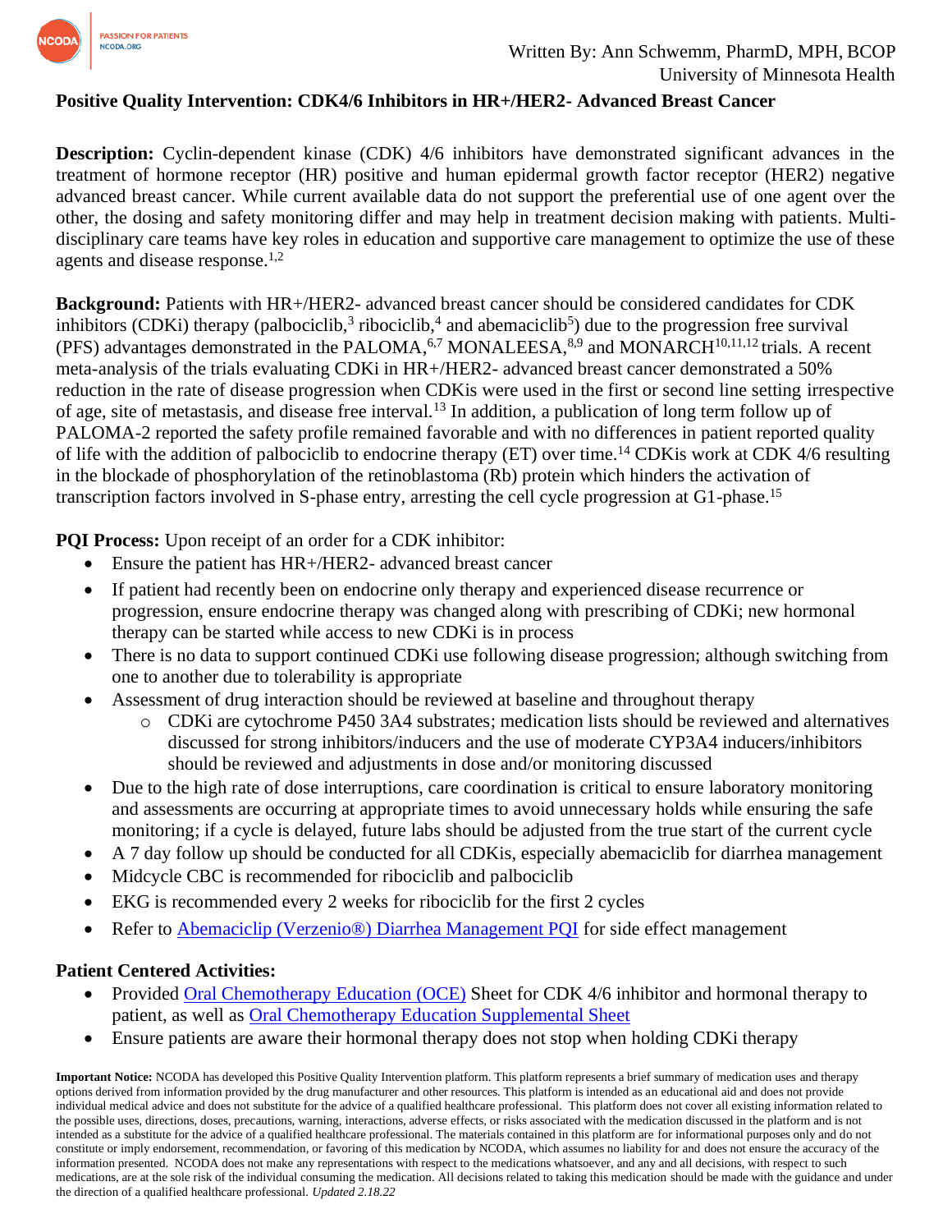Written By: Ann Schwemm, PharmD, MPH, BCOP
University of Minnesota Health

## Positive Quality Intervention: CDK4/6 Inhibitors in HR+/HER2- Advanced Breast Cancer

**Description:** Cyclin-dependent kinase (CDK) 4/6 inhibitors have demonstrated significant advances in the treatment of hormone receptor (HR) positive and human epidermal growth factor receptor (HER2) negative advanced breast cancer. While current available data do not support the preferential use of one agent over the other, the dosing and safety monitoring differ and may help in treatment decision making with patients. Multi-disciplinary care teams have key roles in education and supportive care management to optimize the use of these agents and disease response.[1,2]

**Background:** Patients with HR+/HER2- advanced breast cancer should be considered candidates for CDK inhibitors (CDKi) therapy (palbociclib,[3] ribociclib,[4] and abemaciclib[5]) due to the progression free survival (PFS) advantages demonstrated in the PALOMA,[6,7] MONALEESA,[8,9] and MONARCH[10,11,12] trials. A recent meta-analysis of the trials evaluating CDKi in HR+/HER2- advanced breast cancer demonstrated a 50% reduction in the rate of disease progression when CDKis were used in the first or second line setting irrespective of age, site of metastasis, and disease free interval.[13] In addition, a publication of long term follow up of PALOMA-2 reported the safety profile remained favorable and with no differences in patient reported quality of life with the addition of palbociclib to endocrine therapy (ET) over time.[14] CDKis work at CDK 4/6 resulting in the blockade of phosphorylation of the retinoblastoma (Rb) protein which hinders the activation of transcription factors involved in S-phase entry, arresting the cell cycle progression at G1-phase.[15]

**PQI Process:** Upon receipt of an order for a CDK inhibitor:

- Ensure the patient has HR+/HER2- advanced breast cancer
- If patient had recently been on endocrine only therapy and experienced disease recurrence or progression, ensure endocrine therapy was changed along with prescribing of CDKi; new hormonal therapy can be started while access to new CDKi is in process
- There is no data to support continued CDKi use following disease progression; although switching from one to another due to tolerability is appropriate
- Assessment of drug interaction should be reviewed at baseline and throughout therapy
  - CDKi are cytochrome P450 3A4 substrates; medication lists should be reviewed and alternatives discussed for strong inhibitors/inducers and the use of moderate CYP3A4 inducers/inhibitors should be reviewed and adjustments in dose and/or monitoring discussed
- Due to the high rate of dose interruptions, care coordination is critical to ensure laboratory monitoring and assessments are occurring at appropriate times to avoid unnecessary holds while ensuring the safe monitoring; if a cycle is delayed, future labs should be adjusted from the true start of the current cycle
- A 7 day follow up should be conducted for all CDKis, especially abemaciclib for diarrhea management
- Midcycle CBC is recommended for ribociclib and palbociclib
- EKG is recommended every 2 weeks for ribociclib for the first 2 cycles
- Refer to [Abemaciclip (Verzenio®) Diarrhea Management PQI]() for side effect management

### Patient Centered Activities:

- Provided [Oral Chemotherapy Education (OCE)]() Sheet for CDK 4/6 inhibitor and hormonal therapy to patient, as well as [Oral Chemotherapy Education Supplemental Sheet]()
- Ensure patients are aware their hormonal therapy does not stop when holding CDKi therapy

**Important Notice:** NCODA has developed this Positive Quality Intervention platform. This platform represents a brief summary of medication uses and therapy options derived from information provided by the drug manufacturer and other resources. This platform is intended as an educational aid and does not provide individual medical advice and does not substitute for the advice of a qualified healthcare professional. This platform does not cover all existing information related to the possible uses, directions, doses, precautions, warning, interactions, adverse effects, or risks associated with the medication discussed in the platform and is not intended as a substitute for the advice of a qualified healthcare professional. The materials contained in this platform are for informational purposes only and do not constitute or imply endorsement, recommendation, or favoring of this medication by NCODA, which assumes no liability for and does not ensure the accuracy of the information presented. NCODA does not make any representations with respect to the medications whatsoever, and any and all decisions, with respect to such medications, are at the sole risk of the individual consuming the medication. All decisions related to taking this medication should be made with the guidance and under the direction of a qualified healthcare professional. *Updated 2.18.22*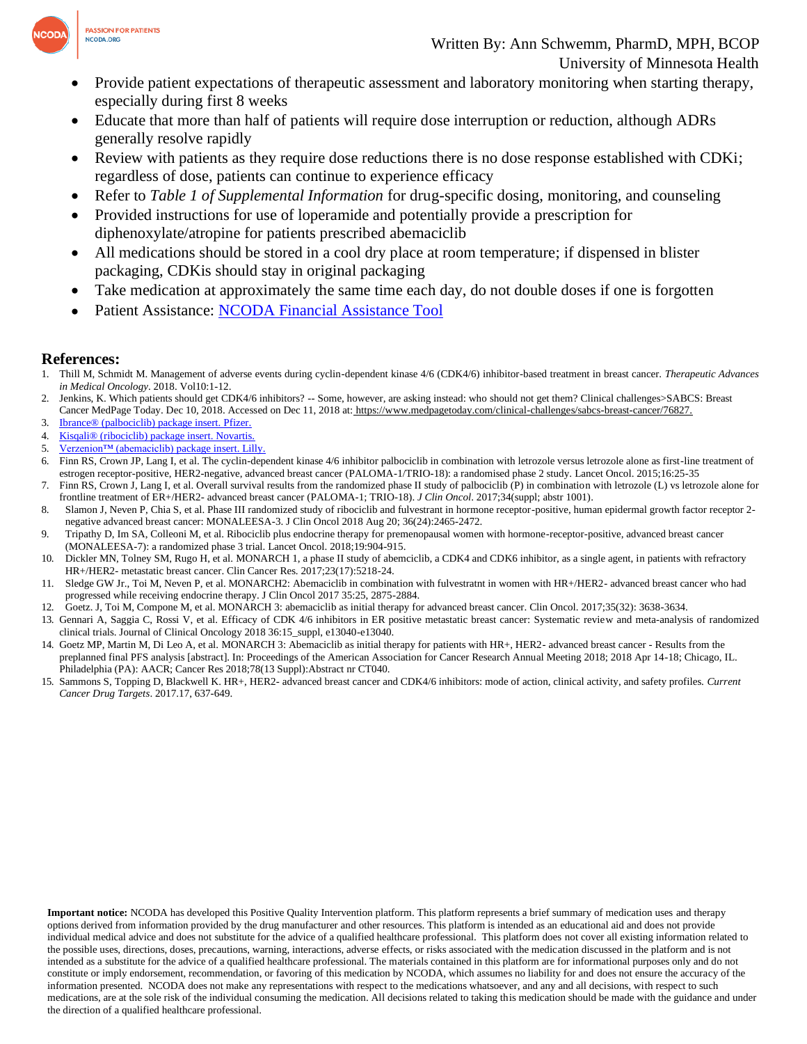- Provide patient expectations of therapeutic assessment and laboratory monitoring when starting therapy, especially during first 8 weeks
- Educate that more than half of patients will require dose interruption or reduction, although ADRs generally resolve rapidly
- Review with patients as they require dose reductions there is no dose response established with CDKi; regardless of dose, patients can continue to experience efficacy
- Refer to *Table 1 of Supplemental Information* for drug-specific dosing, monitoring, and counseling
- Provided instructions for use of loperamide and potentially provide a prescription for diphenoxylate/atropine for patients prescribed abemaciclib
- All medications should be stored in a cool dry place at room temperature; if dispensed in blister packaging, CDKis should stay in original packaging
- Take medication at approximately the same time each day, do not double doses if one is forgotten
- Patient Assistance: [NCODA Financial Assistance Tool]()

## References:

1. Thill M, Schmidt M. Management of adverse events during cyclin-dependent kinase 4/6 (CDK4/6) inhibitor-based treatment in breast cancer. *Therapeutic Advances in Medical Oncology*. 2018. Vol10:1-12.
2. Jenkins, K. Which patients should get CDK4/6 inhibitors? -- Some, however, are asking instead: who should not get them? Clinical challenges>SABCS: Breast Cancer MedPage Today. Dec 10, 2018. Accessed on Dec 11, 2018 at: https://www.medpagetoday.com/clinical-challenges/sabcs-breast-cancer/76827.
3. Ibrance® (palbociclib) package insert. Pfizer.
4. Kisqali® (ribociclib) package insert. Novartis.
5. Verzenion™ (abemaciclib) package insert. Lilly.
6. Finn RS, Crown JP, Lang I, et al. The cyclin-dependent kinase 4/6 inhibitor palbociclib in combination with letrozole versus letrozole alone as first-line treatment of estrogen receptor-positive, HER2-negative, advanced breast cancer (PALOMA-1/TRIO-18): a randomised phase 2 study. Lancet Oncol. 2015;16:25-35
7. Finn RS, Crown J, Lang I, et al. Overall survival results from the randomized phase II study of palbociclib (P) in combination with letrozole (L) vs letrozole alone for frontline treatment of ER+/HER2- advanced breast cancer (PALOMA-1; TRIO-18). *J Clin Oncol*. 2017;34(suppl; abstr 1001).
8. Slamon J, Neven P, Chia S, et al. Phase III randomized study of ribociclib and fulvestrant in hormone receptor-positive, human epidermal growth factor receptor 2-negative advanced breast cancer: MONALEESA-3. J Clin Oncol 2018 Aug 20; 36(24):2465-2472.
9. Tripathy D, Im SA, Colleoni M, et al. Ribociclib plus endocrine therapy for premenopausal women with hormone-receptor-positive, advanced breast cancer (MONALEESA-7): a randomized phase 3 trial. Lancet Oncol. 2018;19:904-915.
10. Dickler MN, Tolney SM, Rugo H, et al. MONARCH 1, a phase II study of abemciclib, a CDK4 and CDK6 inhibitor, as a single agent, in patients with refractory HR+/HER2- metastatic breast cancer. Clin Cancer Res. 2017;23(17):5218-24.
11. Sledge GW Jr., Toi M, Neven P, et al. MONARCH2: Abemaciclib in combination with fulvestratnt in women with HR+/HER2- advanced breast cancer who had progressed while receiving endocrine therapy. J Clin Oncol 2017 35:25, 2875-2884.
12. Goetz. J, Toi M, Compone M, et al. MONARCH 3: abemaciclib as initial therapy for advanced breast cancer. Clin Oncol. 2017;35(32): 3638-3634.
13. Gennari A, Saggia C, Rossi V, et al. Efficacy of CDK 4/6 inhibitors in ER positive metastatic breast cancer: Systematic review and meta-analysis of randomized clinical trials. Journal of Clinical Oncology 2018 36:15_suppl, e13040-e13040.
14. Goetz MP, Martin M, Di Leo A, et al. MONARCH 3: Abemaciclib as initial therapy for patients with HR+, HER2- advanced breast cancer - Results from the preplanned final PFS analysis [abstract]. In: Proceedings of the American Association for Cancer Research Annual Meeting 2018; 2018 Apr 14-18; Chicago, IL. Philadelphia (PA): AACR; Cancer Res 2018;78(13 Suppl):Abstract nr CT040.
15. Sammons S, Topping D, Blackwell K. HR+, HER2- advanced breast cancer and CDK4/6 inhibitors: mode of action, clinical activity, and safety profiles. *Current Cancer Drug Targets*. 2017.17, 637-649.

**Important notice:** NCODA has developed this Positive Quality Intervention platform. This platform represents a brief summary of medication uses and therapy options derived from information provided by the drug manufacturer and other resources. This platform is intended as an educational aid and does not provide individual medical advice and does not substitute for the advice of a qualified healthcare professional. This platform does not cover all existing information related to the possible uses, directions, doses, precautions, warning, interactions, adverse effects, or risks associated with the medication discussed in the platform and is not intended as a substitute for the advice of a qualified healthcare professional. The materials contained in this platform are for informational purposes only and do not constitute or imply endorsement, recommendation, or favoring of this medication by NCODA, which assumes no liability for and does not ensure the accuracy of the information presented. NCODA does not make any representations with respect to the medications whatsoever, and any and all decisions, with respect to such medications, are at the sole risk of the individual consuming the medication. All decisions related to taking this medication should be made with the guidance and under the direction of a qualified healthcare professional.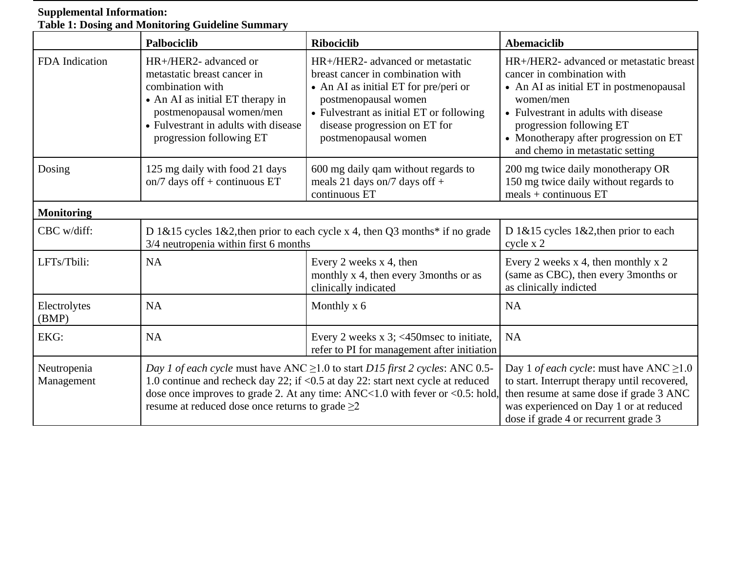**Supplemental Information:**
**Table 1: Dosing and Monitoring Guideline Summary**

| | **Palbociclib** | **Ribociclib** | **Abemaciclib** |
|---|---|---|---|
| FDA Indication | HR+/HER2- advanced or metastatic breast cancer in combination with<br>• An AI as initial ET therapy in postmenopausal women/men<br>• Fulvestrant in adults with disease progression following ET | HR+/HER2- advanced or metastatic breast cancer in combination with<br>• An AI as initial ET for pre/peri or postmenopausal women<br>• Fulvestrant as initial ET or following disease progression on ET for postmenopausal women | HR+/HER2- advanced or metastatic breast cancer in combination with<br>• An AI as initial ET in postmenopausal women/men<br>• Fulvestrant in adults with disease progression following ET<br>• Monotherapy after progression on ET and chemo in metastatic setting |
| Dosing | 125 mg daily with food 21 days on/7 days off + continuous ET | 600 mg daily qam without regards to meals 21 days on/7 days off + continuous ET | 200 mg twice daily monotherapy OR 150 mg twice daily without regards to meals + continuous ET |
| **Monitoring** | | | |
| CBC w/diff: | D 1&15 cycles 1&2,then prior to each cycle x 4, then Q3 months* if no grade 3/4 neutropenia within first 6 months | | D 1&15 cycles 1&2,then prior to each cycle x 2 |
| LFTs/Tbili: | NA | Every 2 weeks x 4, then monthly x 4, then every 3months or as clinically indicated | Every 2 weeks x 4, then monthly x 2 (same as CBC), then every 3months or as clinically indicted |
| Electrolytes (BMP) | NA | Monthly x 6 | NA |
| EKG: | NA | Every 2 weeks x 3; <450msec to initiate, refer to PI for management after initiation | NA |
| Neutropenia Management | *Day 1 of each cycle* must have ANC ≥1.0 to start *D15 first 2 cycles*: ANC 0.5-1.0 continue and recheck day 22; if <0.5 at day 22: start next cycle at reduced dose once improves to grade 2. At any time: ANC<1.0 with fever or <0.5: hold, resume at reduced dose once returns to grade ≥2 | | Day 1 *of each cycle*: must have ANC ≥1.0 to start. Interrupt therapy until recovered, then resume at same dose if grade 3 ANC was experienced on Day 1 or at reduced dose if grade 4 or recurrent grade 3 |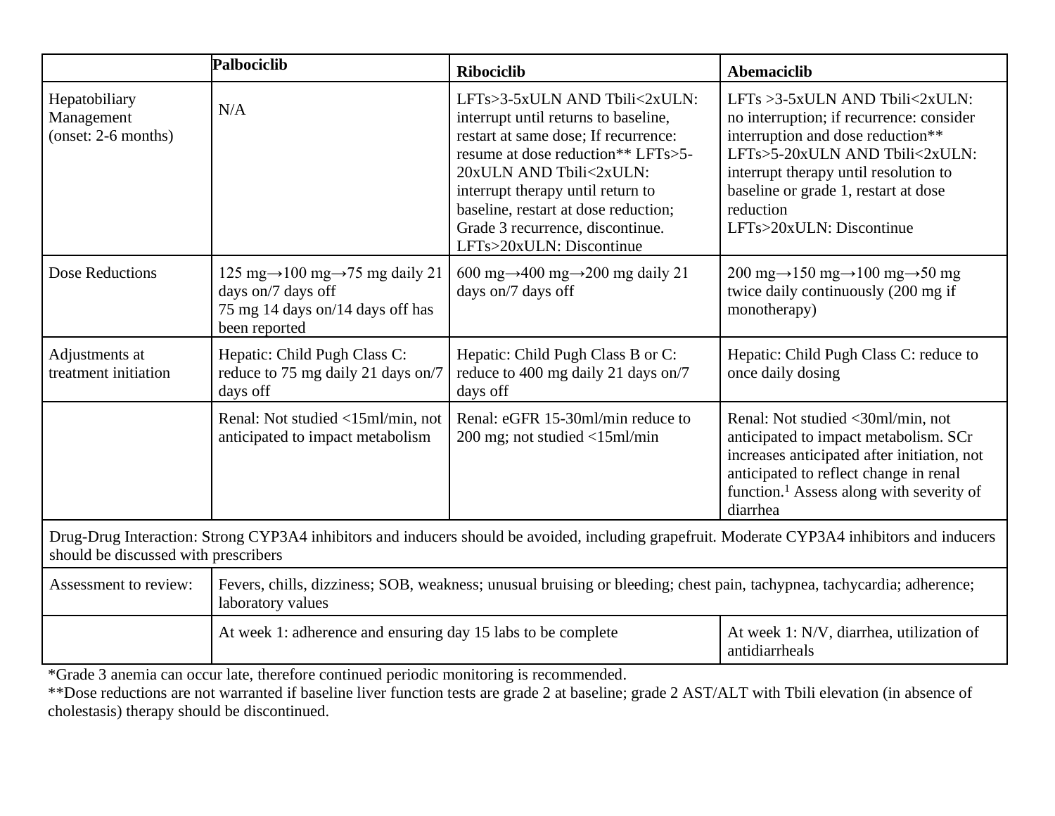| | Palbociclib | Ribociclib | Abemaciclib |
|---|---|---|---|
| Hepatobiliary Management (onset: 2-6 months) | N/A | LFTs>3-5xULN AND Tbili<2xULN: interrupt until returns to baseline, restart at same dose; If recurrence: resume at dose reduction** LFTs>5-20xULN AND Tbili<2xULN: interrupt therapy until return to baseline, restart at dose reduction; Grade 3 recurrence, discontinue. LFTs>20xULN: Discontinue | LFTs >3-5xULN AND Tbili<2xULN: no interruption; if recurrence: consider interruption and dose reduction** LFTs>5-20xULN AND Tbili<2xULN: interrupt therapy until resolution to baseline or grade 1, restart at dose reduction LFTs>20xULN: Discontinue |
| Dose Reductions | 125 mg→100 mg→75 mg daily 21 days on/7 days off 75 mg 14 days on/14 days off has been reported | 600 mg→400 mg→200 mg daily 21 days on/7 days off | 200 mg→150 mg→100 mg→50 mg twice daily continuously (200 mg if monotherapy) |
| Adjustments at treatment initiation | Hepatic: Child Pugh Class C: reduce to 75 mg daily 21 days on/7 days off | Hepatic: Child Pugh Class B or C: reduce to 400 mg daily 21 days on/7 days off | Hepatic: Child Pugh Class C: reduce to once daily dosing |
| | Renal: Not studied <15ml/min, not anticipated to impact metabolism | Renal: eGFR 15-30ml/min reduce to 200 mg; not studied <15ml/min | Renal: Not studied <30ml/min, not anticipated to impact metabolism. SCr increases anticipated after initiation, not anticipated to reflect change in renal function.[1] Assess along with severity of diarrhea |
| Drug-Drug Interaction: Strong CYP3A4 inhibitors and inducers should be avoided, including grapefruit. Moderate CYP3A4 inhibitors and inducers should be discussed with prescribers | | | |
| Assessment to review: | Fevers, chills, dizziness; SOB, weakness; unusual bruising or bleeding; chest pain, tachypnea, tachycardia; adherence; laboratory values | | |
| | At week 1: adherence and ensuring day 15 labs to be complete | | At week 1: N/V, diarrhea, utilization of antidiarrheals |

*Grade 3 anemia can occur late, therefore continued periodic monitoring is recommended.

**Dose reductions are not warranted if baseline liver function tests are grade 2 at baseline; grade 2 AST/ALT with Tbili elevation (in absence of cholestasis) therapy should be discontinued.